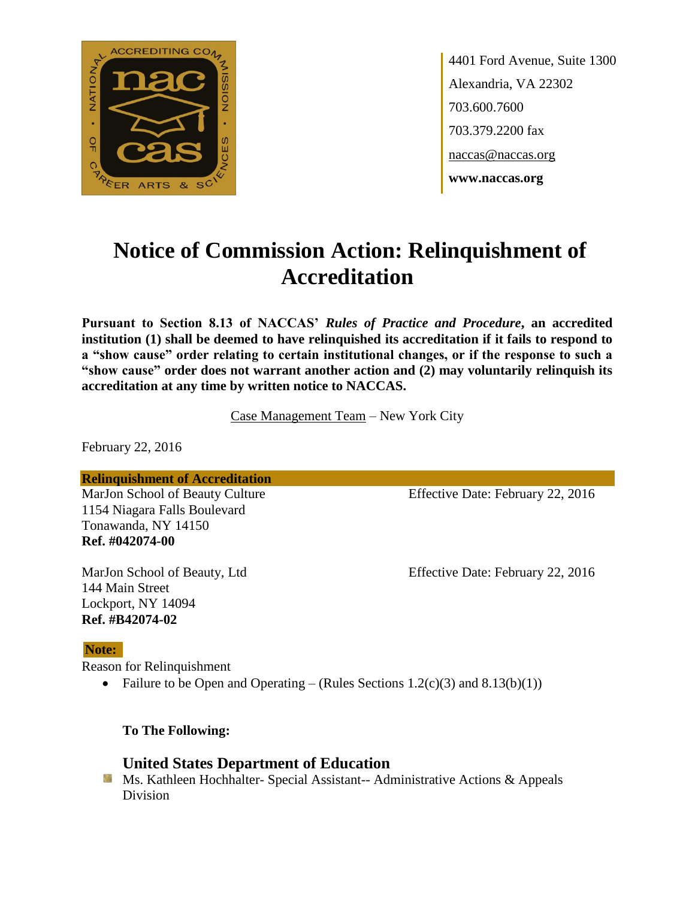4401 Ford Avenue, Suite 1300
Alexandria, VA 22302
703.600.7600
703.379.2200 fax
naccas@naccas.org
**www.naccas.org**

# Notice of Commission Action: Relinquishment of Accreditation

**Pursuant to Section 8.13 of NACCAS' *Rules of Practice and Procedure*, an accredited institution (1) shall be deemed to have relinquished its accreditation if it fails to respond to a "show cause" order relating to certain institutional changes, or if the response to such a "show cause" order does not warrant another action and (2) may voluntarily relinquish its accreditation at any time by written notice to NACCAS.**

Case Management Team – New York City

February 22, 2016

**Relinquishment of Accreditation**

MarJon School of Beauty Culture
1154 Niagara Falls Boulevard
Tonawanda, NY 14150
**Ref. #042074-00**

Effective Date: February 22, 2016

MarJon School of Beauty, Ltd
144 Main Street
Lockport, NY 14094
**Ref. #B42074-02**

Effective Date: February 22, 2016

**Note:**

Reason for Relinquishment

- Failure to be Open and Operating – (Rules Sections 1.2(c)(3) and 8.13(b)(1))

**To The Following:**

### United States Department of Education

- Ms. Kathleen Hochhalter- Special Assistant-- Administrative Actions & Appeals Division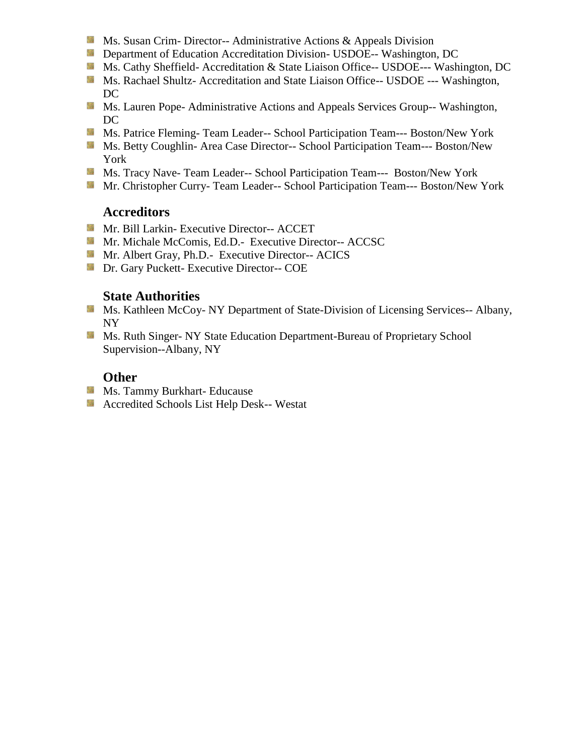- Ms. Susan Crim- Director-- Administrative Actions & Appeals Division
- Department of Education Accreditation Division- USDOE-- Washington, DC
- Ms. Cathy Sheffield- Accreditation & State Liaison Office-- USDOE--- Washington, DC
- Ms. Rachael Shultz- Accreditation and State Liaison Office-- USDOE --- Washington, DC
- Ms. Lauren Pope- Administrative Actions and Appeals Services Group-- Washington, DC
- Ms. Patrice Fleming- Team Leader-- School Participation Team--- Boston/New York
- Ms. Betty Coughlin- Area Case Director-- School Participation Team--- Boston/New York
- Ms. Tracy Nave- Team Leader-- School Participation Team--- Boston/New York
- Mr. Christopher Curry- Team Leader-- School Participation Team--- Boston/New York

### Accreditors

- Mr. Bill Larkin- Executive Director-- ACCET
- Mr. Michale McComis, Ed.D.- Executive Director-- ACCSC
- Mr. Albert Gray, Ph.D.- Executive Director-- ACICS
- Dr. Gary Puckett- Executive Director-- COE

### State Authorities

- Ms. Kathleen McCoy- NY Department of State-Division of Licensing Services-- Albany, NY
- Ms. Ruth Singer- NY State Education Department-Bureau of Proprietary School Supervision--Albany, NY

### Other

- Ms. Tammy Burkhart- Educause
- Accredited Schools List Help Desk-- Westat